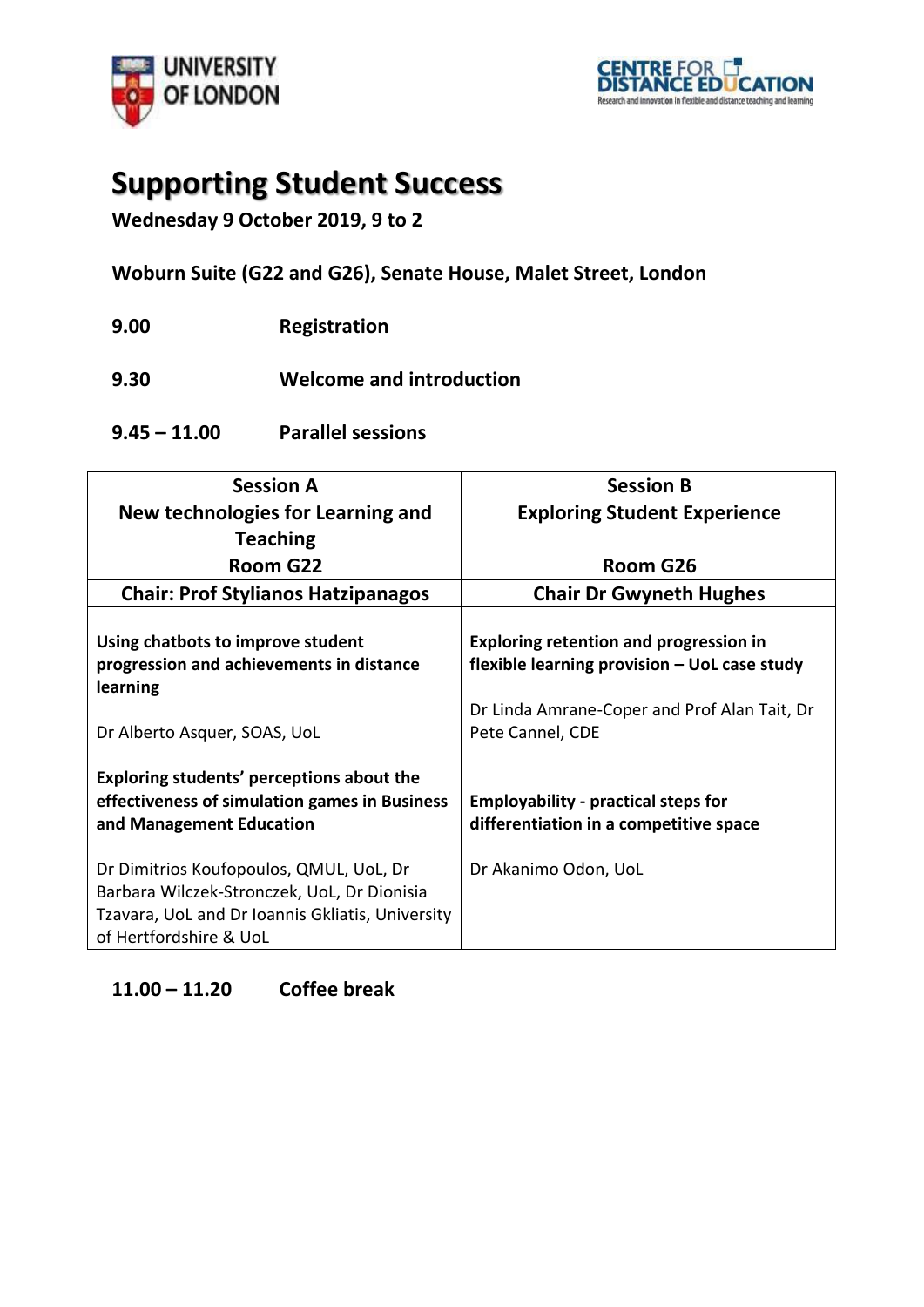# Supporting Student Success

**Wednesday 9 October 2019, 9 to 2**

**Woburn Suite (G22 and G26), Senate House, Malet Street, London**

**9.00** **Registration**

**9.30** **Welcome and introduction**

**9.45 – 11.00** **Parallel sessions**

| Session A<br>New technologies for Learning and Teaching | Session B<br>Exploring Student Experience |
|---|---|
| **Room G22** | **Room G26** |
| **Chair: Prof Stylianos Hatzipanagos** | **Chair Dr Gwyneth Hughes** |
| **Using chatbots to improve student progression and achievements in distance learning**<br><br>Dr Alberto Asquer, SOAS, UoL<br><br>**Exploring students' perceptions about the effectiveness of simulation games in Business and Management Education**<br><br>Dr Dimitrios Koufopoulos, QMUL, UoL, Dr Barbara Wilczek-Stronczek, UoL, Dr Dionisia Tzavara, UoL and Dr Ioannis Gkliatis, University of Hertfordshire & UoL | **Exploring retention and progression in flexible learning provision – UoL case study**<br><br>Dr Linda Amrane-Coper and Prof Alan Tait, Dr Pete Cannel, CDE<br><br>**Employability - practical steps for differentiation in a competitive space**<br><br>Dr Akanimo Odon, UoL |

**11.00 – 11.20** **Coffee break**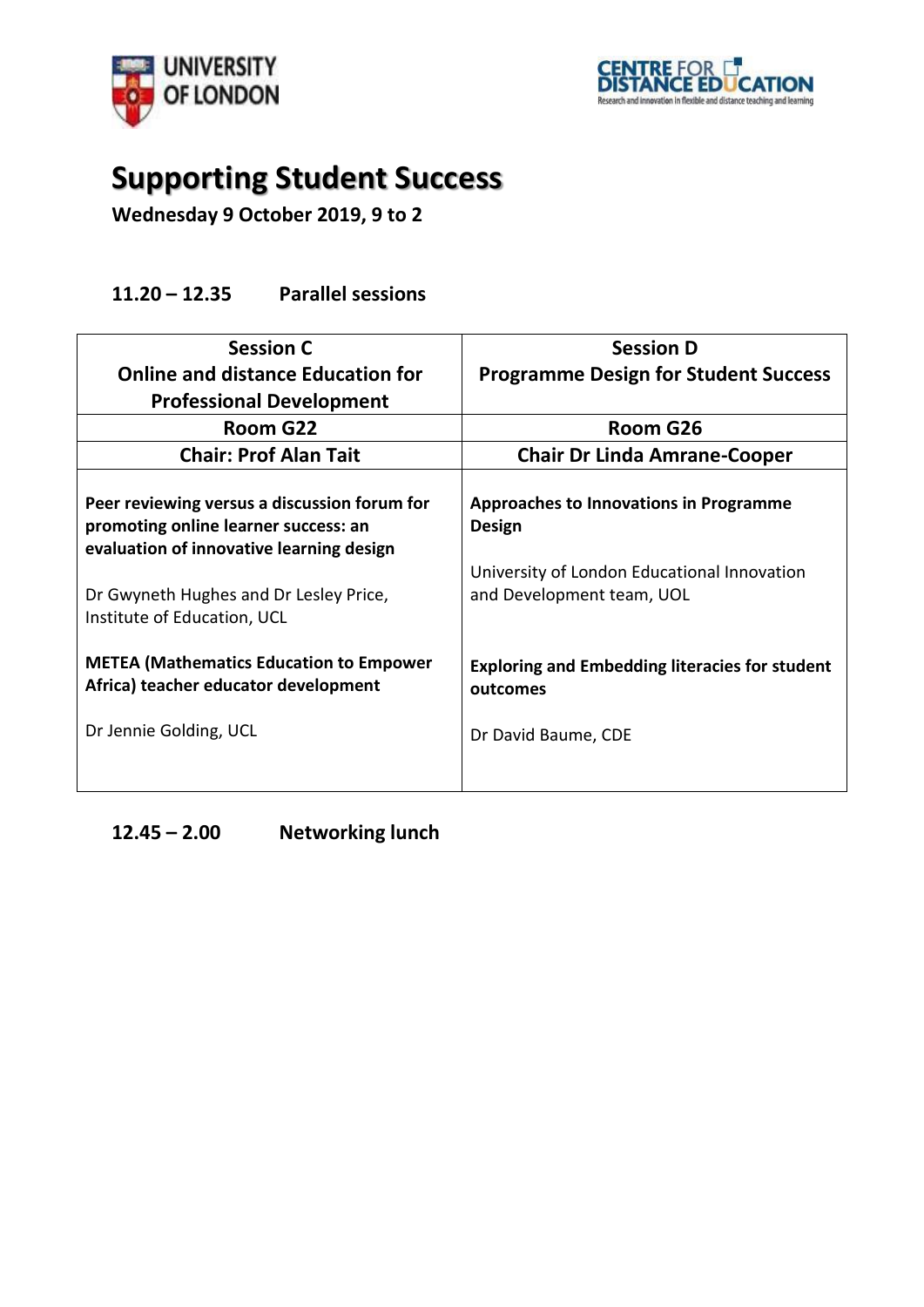UNIVERSITY OF LONDON

CENTRE FOR DISTANCE EDUCATION
Research and innovation in flexible and distance teaching and learning

# Supporting Student Success

**Wednesday 9 October 2019, 9 to 2**

### 11.20 – 12.35 Parallel sessions

| Session C<br>Online and distance Education for Professional Development | Session D<br>Programme Design for Student Success |
|---|---|
| **Room G22** | **Room G26** |
| **Chair: Prof Alan Tait** | **Chair Dr Linda Amrane-Cooper** |
| **Peer reviewing versus a discussion forum for promoting online learner success: an evaluation of innovative learning design**<br><br>Dr Gwyneth Hughes and Dr Lesley Price, Institute of Education, UCL<br><br>**METEA (Mathematics Education to Empower Africa) teacher educator development**<br><br>Dr Jennie Golding, UCL | **Approaches to Innovations in Programme Design**<br><br>University of London Educational Innovation and Development team, UOL<br><br>**Exploring and Embedding literacies for student outcomes**<br><br>Dr David Baume, CDE |

### 12.45 – 2.00 Networking lunch